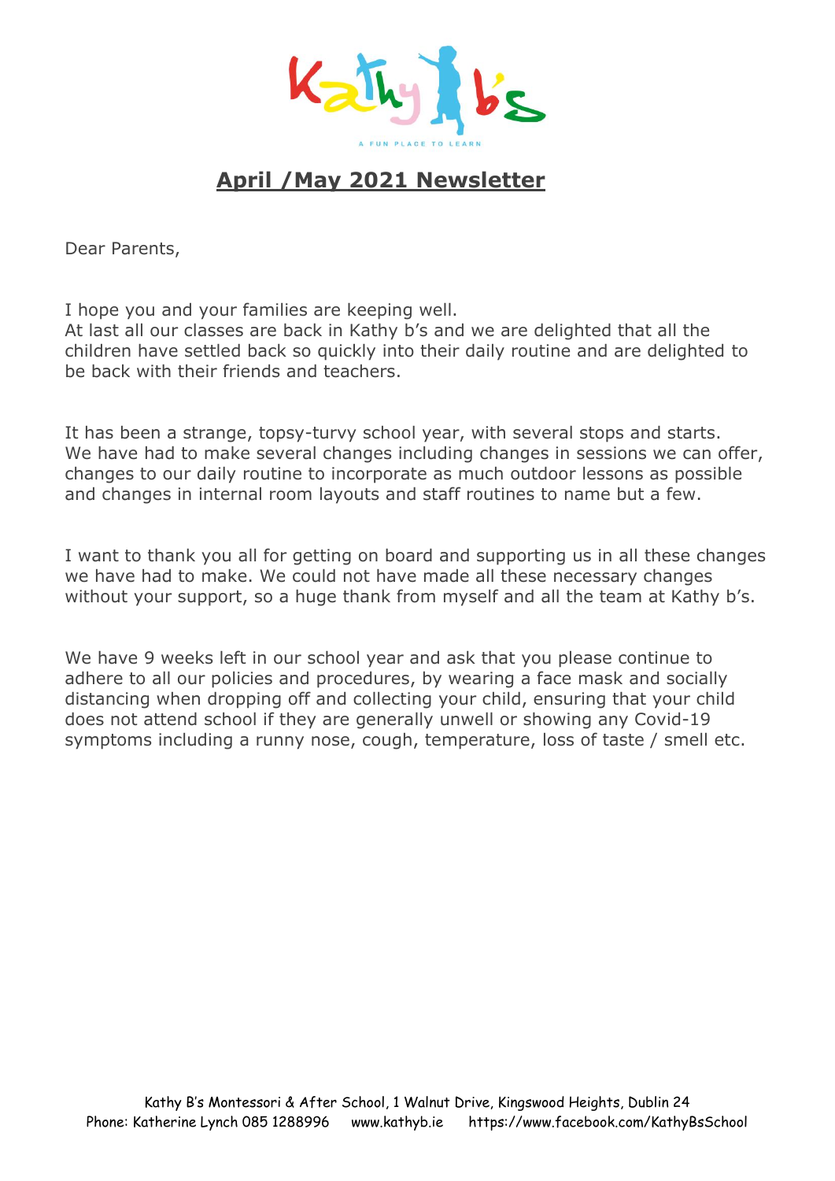## April /May 2021 Newsletter

Dear Parents,

I hope you and your families are keeping well.
At last all our classes are back in Kathy b's and we are delighted that all the children have settled back so quickly into their daily routine and are delighted to be back with their friends and teachers.

It has been a strange, topsy-turvy school year, with several stops and starts. We have had to make several changes including changes in sessions we can offer, changes to our daily routine to incorporate as much outdoor lessons as possible and changes in internal room layouts and staff routines to name but a few.

I want to thank you all for getting on board and supporting us in all these changes we have had to make. We could not have made all these necessary changes without your support, so a huge thank from myself and all the team at Kathy b's.

We have 9 weeks left in our school year and ask that you please continue to adhere to all our policies and procedures, by wearing a face mask and socially distancing when dropping off and collecting your child, ensuring that your child does not attend school if they are generally unwell or showing any Covid-19 symptoms including a runny nose, cough, temperature, loss of taste / smell etc.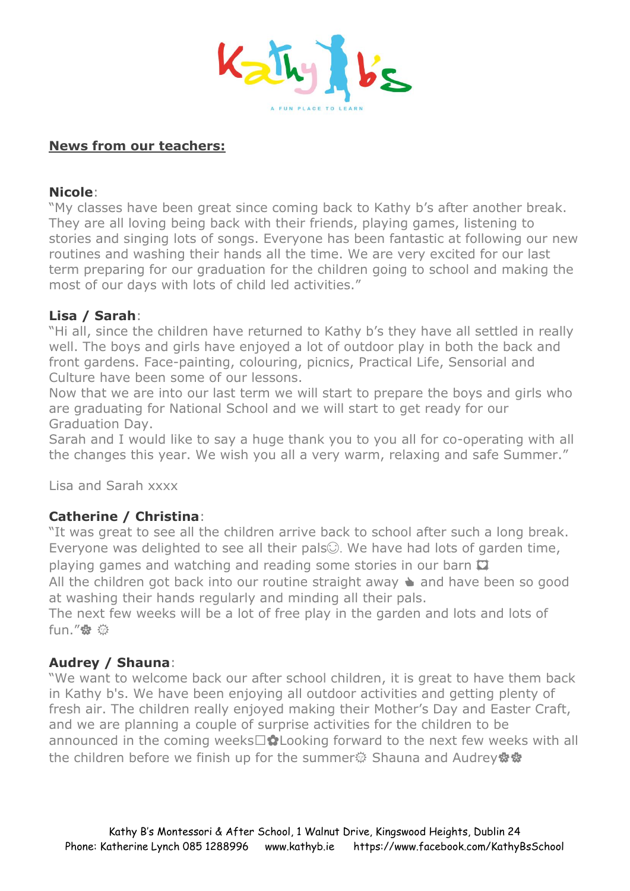## News from our teachers:

**Nicole**:

"My classes have been great since coming back to Kathy b's after another break. They are all loving being back with their friends, playing games, listening to stories and singing lots of songs. Everyone has been fantastic at following our new routines and washing their hands all the time. We are very excited for our last term preparing for our graduation for the children going to school and making the most of our days with lots of child led activities."

**Lisa / Sarah**:

"Hi all, since the children have returned to Kathy b's they have all settled in really well. The boys and girls have enjoyed a lot of outdoor play in both the back and front gardens. Face-painting, colouring, picnics, Practical Life, Sensorial and Culture have been some of our lessons.

Now that we are into our last term we will start to prepare the boys and girls who are graduating for National School and we will start to get ready for our Graduation Day.

Sarah and I would like to say a huge thank you to you all for co-operating with all the changes this year. We wish you all a very warm, relaxing and safe Summer."

Lisa and Sarah xxxx

**Catherine / Christina**:

"It was great to see all the children arrive back to school after such a long break. Everyone was delighted to see all their pals☺. We have had lots of garden time, playing games and watching and reading some stories in our barn 
All the children got back into our routine straight away 👍 and have been so good at washing their hands regularly and minding all their pals.
The next few weeks will be a lot of free play in the garden and lots and lots of fun."❀ ☼

**Audrey / Shauna**:

"We want to welcome back our after school children, it is great to have them back in Kathy b's. We have been enjoying all outdoor activities and getting plenty of fresh air. The children really enjoyed making their Mother's Day and Easter Craft, and we are planning a couple of surprise activities for the children to be announced in the coming weeks☐✿Looking forward to the next few weeks with all the children before we finish up for the summer☼ Shauna and Audrey❀❀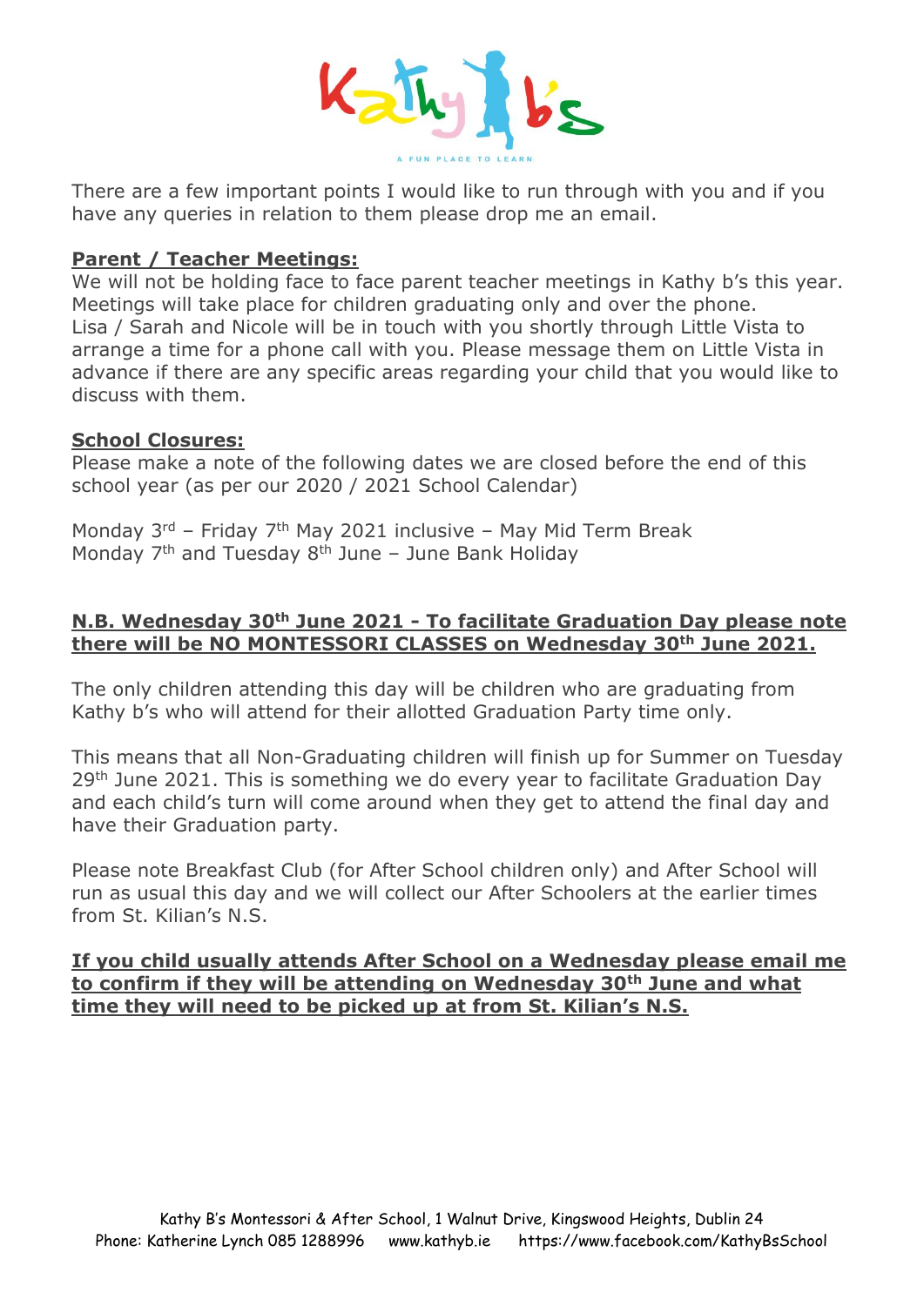There are a few important points I would like to run through with you and if you have any queries in relation to them please drop me an email.

**Parent / Teacher Meetings:**

We will not be holding face to face parent teacher meetings in Kathy b's this year. Meetings will take place for children graduating only and over the phone.
Lisa / Sarah and Nicole will be in touch with you shortly through Little Vista to arrange a time for a phone call with you. Please message them on Little Vista in advance if there are any specific areas regarding your child that you would like to discuss with them.

**School Closures:**

Please make a note of the following dates we are closed before the end of this school year (as per our 2020 / 2021 School Calendar)

Monday 3rd – Friday 7th May 2021 inclusive – May Mid Term Break
Monday 7th and Tuesday 8th June – June Bank Holiday

**N.B. Wednesday 30th June 2021 - To facilitate Graduation Day please note there will be NO MONTESSORI CLASSES on Wednesday 30th June 2021.**

The only children attending this day will be children who are graduating from Kathy b's who will attend for their allotted Graduation Party time only.

This means that all Non-Graduating children will finish up for Summer on Tuesday 29th June 2021. This is something we do every year to facilitate Graduation Day and each child's turn will come around when they get to attend the final day and have their Graduation party.

Please note Breakfast Club (for After School children only) and After School will run as usual this day and we will collect our After Schoolers at the earlier times from St. Kilian's N.S.

**If you child usually attends After School on a Wednesday please email me to confirm if they will be attending on Wednesday 30th June and what time they will need to be picked up at from St. Kilian's N.S.**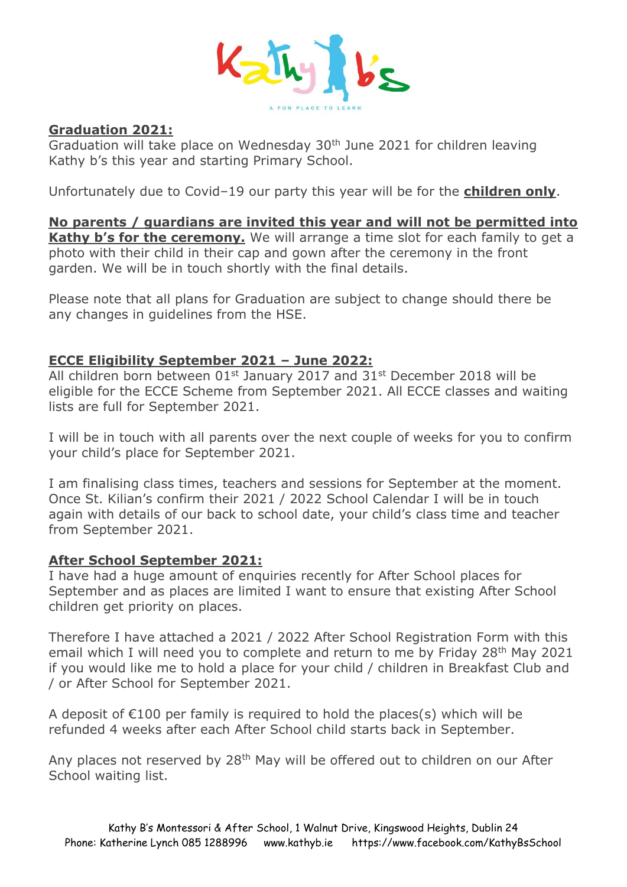Kathy b's

A FUN PLACE TO LEARN

## Graduation 2021:

Graduation will take place on Wednesday 30th June 2021 for children leaving Kathy b's this year and starting Primary School.

Unfortunately due to Covid–19 our party this year will be for the **children only**.

**No parents / guardians are invited this year and will not be permitted into Kathy b's for the ceremony.** We will arrange a time slot for each family to get a photo with their child in their cap and gown after the ceremony in the front garden. We will be in touch shortly with the final details.

Please note that all plans for Graduation are subject to change should there be any changes in guidelines from the HSE.

## ECCE Eligibility September 2021 – June 2022:

All children born between 01st January 2017 and 31st December 2018 will be eligible for the ECCE Scheme from September 2021. All ECCE classes and waiting lists are full for September 2021.

I will be in touch with all parents over the next couple of weeks for you to confirm your child's place for September 2021.

I am finalising class times, teachers and sessions for September at the moment. Once St. Kilian's confirm their 2021 / 2022 School Calendar I will be in touch again with details of our back to school date, your child's class time and teacher from September 2021.

## After School September 2021:

I have had a huge amount of enquiries recently for After School places for September and as places are limited I want to ensure that existing After School children get priority on places.

Therefore I have attached a 2021 / 2022 After School Registration Form with this email which I will need you to complete and return to me by Friday 28th May 2021 if you would like me to hold a place for your child / children in Breakfast Club and / or After School for September 2021.

A deposit of €100 per family is required to hold the places(s) which will be refunded 4 weeks after each After School child starts back in September.

Any places not reserved by 28th May will be offered out to children on our After School waiting list.

Kathy B's Montessori & After School, 1 Walnut Drive, Kingswood Heights, Dublin 24
Phone: Katherine Lynch 085 1288996 www.kathyb.ie https://www.facebook.com/KathyBsSchool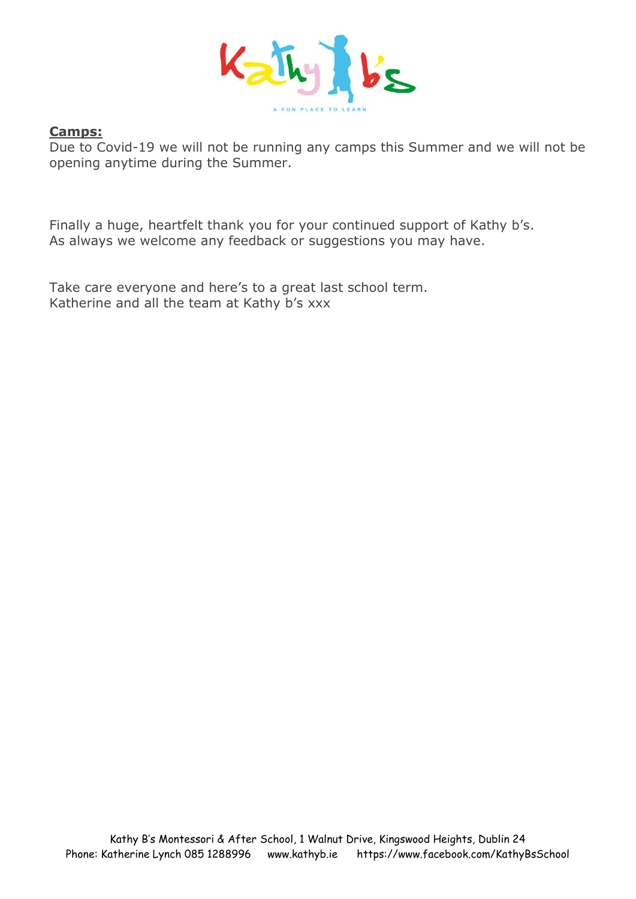**Camps:**

Due to Covid-19 we will not be running any camps this Summer and we will not be opening anytime during the Summer.

Finally a huge, heartfelt thank you for your continued support of Kathy b's.
As always we welcome any feedback or suggestions you may have.

Take care everyone and here's to a great last school term.
Katherine and all the team at Kathy b's xxx